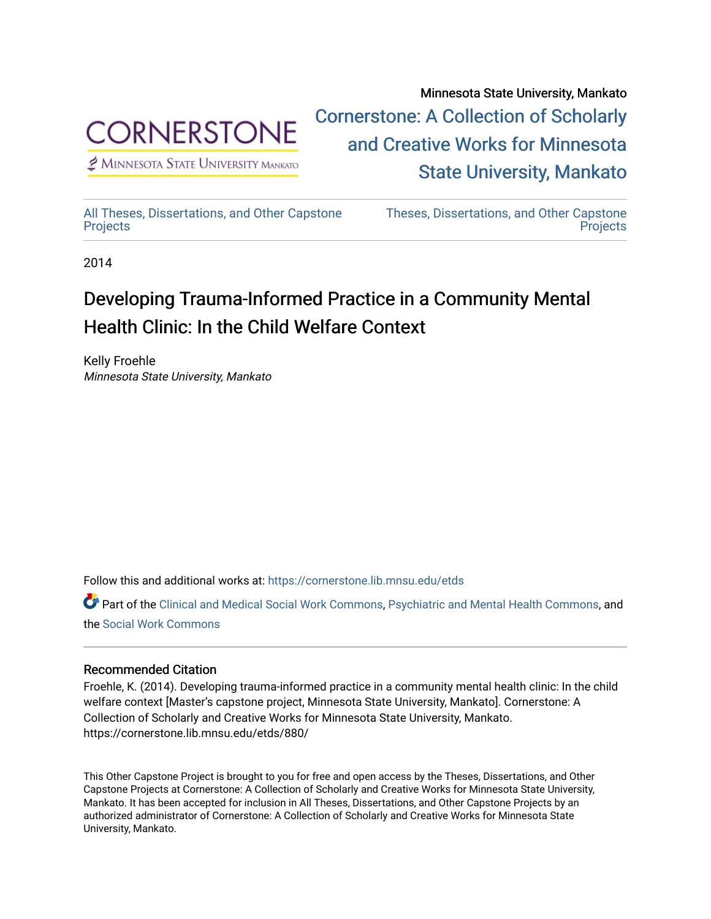Minnesota State University, Mankato

Cornerstone: A Collection of Scholarly and Creative Works for Minnesota State University, Mankato

All Theses, Dissertations, and Other Capstone Projects

Theses, Dissertations, and Other Capstone Projects

2014

# Developing Trauma-Informed Practice in a Community Mental Health Clinic: In the Child Welfare Context

Kelly Froehle
*Minnesota State University, Mankato*

Follow this and additional works at: https://cornerstone.lib.mnsu.edu/etds

Part of the Clinical and Medical Social Work Commons, Psychiatric and Mental Health Commons, and the Social Work Commons

### Recommended Citation

Froehle, K. (2014). Developing trauma-informed practice in a community mental health clinic: In the child welfare context [Master's capstone project, Minnesota State University, Mankato]. Cornerstone: A Collection of Scholarly and Creative Works for Minnesota State University, Mankato. https://cornerstone.lib.mnsu.edu/etds/880/

This Other Capstone Project is brought to you for free and open access by the Theses, Dissertations, and Other Capstone Projects at Cornerstone: A Collection of Scholarly and Creative Works for Minnesota State University, Mankato. It has been accepted for inclusion in All Theses, Dissertations, and Other Capstone Projects by an authorized administrator of Cornerstone: A Collection of Scholarly and Creative Works for Minnesota State University, Mankato.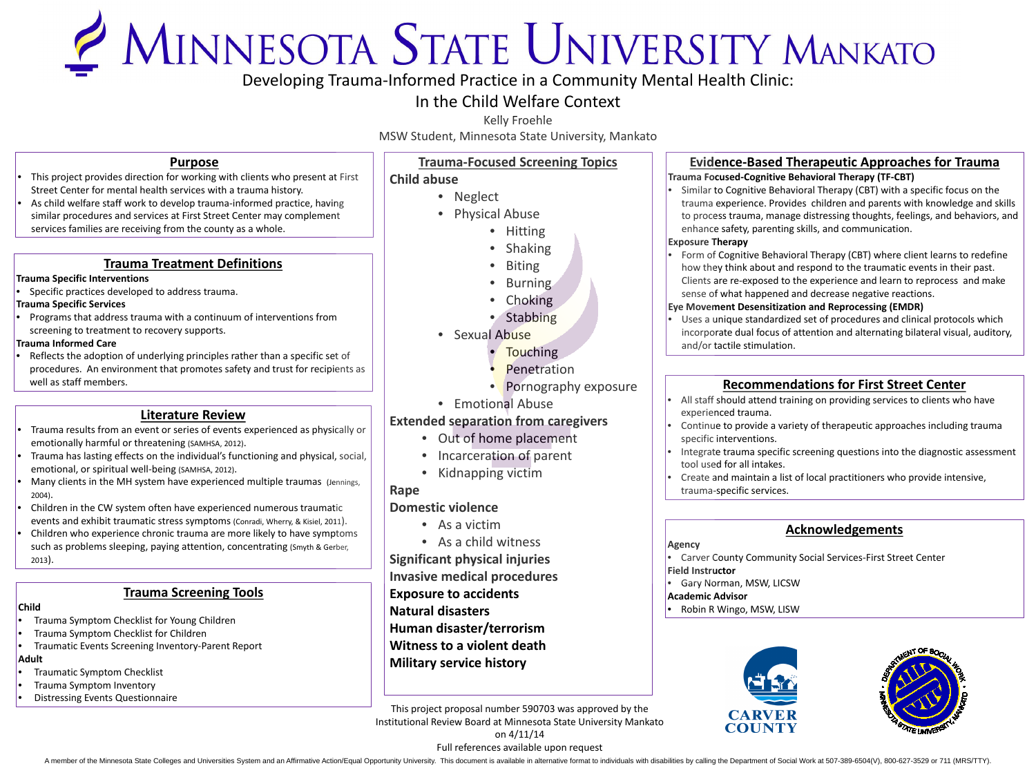# Minnesota State University Mankato

## Developing Trauma-Informed Practice in a Community Mental Health Clinic: In the Child Welfare Context

Kelly Froehle

MSW Student, Minnesota State University, Mankato

## Purpose

- This project provides direction for working with clients who present at First Street Center for mental health services with a trauma history.
- As child welfare staff work to develop trauma-informed practice, having similar procedures and services at First Street Center may complement services families are receiving from the county as a whole.

## Trauma Treatment Definitions

**Trauma Specific Interventions**

- Specific practices developed to address trauma.

**Trauma Specific Services**

- Programs that address trauma with a continuum of interventions from screening to treatment to recovery supports.

**Trauma Informed Care**

- Reflects the adoption of underlying principles rather than a specific set of procedures. An environment that promotes safety and trust for recipients as well as staff members.

## Literature Review

- Trauma results from an event or series of events experienced as physically or emotionally harmful or threatening (SAMHSA, 2012).
- Trauma has lasting effects on the individual's functioning and physical, social, emotional, or spiritual well-being (SAMHSA, 2012).
- Many clients in the MH system have experienced multiple traumas (Jennings, 2004).
- Children in the CW system often have experienced numerous traumatic events and exhibit traumatic stress symptoms (Conradi, Wherry, & Kisiel, 2011).
- Children who experience chronic trauma are more likely to have symptoms such as problems sleeping, paying attention, concentrating (Smyth & Gerber, 2013).

## Trauma Screening Tools

**Child**

- Trauma Symptom Checklist for Young Children
- Trauma Symptom Checklist for Children
- Traumatic Events Screening Inventory-Parent Report

**Adult**

- Traumatic Symptom Checklist
- Trauma Symptom Inventory
- Distressing Events Questionnaire

## Trauma-Focused Screening Topics

**Child abuse**

- Neglect
- Physical Abuse
  - Hitting
  - Shaking
  - Biting
  - Burning
  - Choking
  - Stabbing
- Sexual Abuse
  - Touching
  - Penetration
  - Pornography exposure
- Emotional Abuse

**Extended separation from caregivers**

- Out of home placement
- Incarceration of parent
- Kidnapping victim

**Rape**

**Domestic violence**

- As a victim
- As a child witness

**Significant physical injuries**

**Invasive medical procedures**

**Exposure to accidents**

**Natural disasters**

**Human disaster/terrorism**

**Witness to a violent death**

**Military service history**

This project proposal number 590703 was approved by the Institutional Review Board at Minnesota State University Mankato on 4/11/14

Full references available upon request

## Evidence-Based Therapeutic Approaches for Trauma

**Trauma Focused-Cognitive Behavioral Therapy (TF-CBT)**

- Similar to Cognitive Behavioral Therapy (CBT) with a specific focus on the trauma experience. Provides children and parents with knowledge and skills to process trauma, manage distressing thoughts, feelings, and behaviors, and enhance safety, parenting skills, and communication.

**Exposure Therapy**

- Form of Cognitive Behavioral Therapy (CBT) where client learns to redefine how they think about and respond to the traumatic events in their past. Clients are re-exposed to the experience and learn to reprocess and make sense of what happened and decrease negative reactions.

**Eye Movement Desensitization and Reprocessing (EMDR)**

- Uses a unique standardized set of procedures and clinical protocols which incorporate dual focus of attention and alternating bilateral visual, auditory, and/or tactile stimulation.

## Recommendations for First Street Center

- All staff should attend training on providing services to clients who have experienced trauma.
- Continue to provide a variety of therapeutic approaches including trauma specific interventions.
- Integrate trauma specific screening questions into the diagnostic assessment tool used for all intakes.
- Create and maintain a list of local practitioners who provide intensive, trauma-specific services.

## Acknowledgements

**Agency**

- Carver County Community Social Services-First Street Center

**Field Instructor**

- Gary Norman, MSW, LICSW

**Academic Advisor**

- Robin R Wingo, MSW, LISW

CARVER COUNTY

A member of the Minnesota State Colleges and Universities System and an Affirmative Action/Equal Opportunity University. This document is available in alternative format to individuals with disabilities by calling the Department of Social Work at 507-389-6504(V), 800-627-3529 or 711 (MRS/TTY).